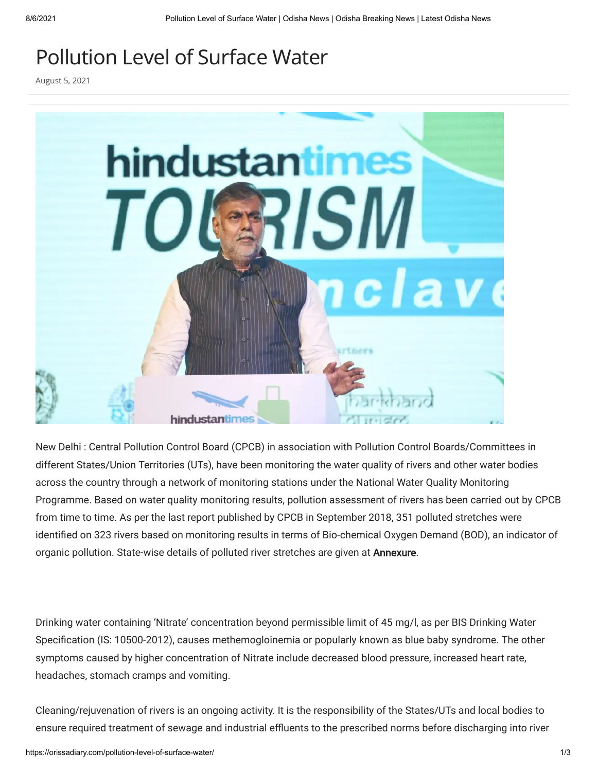# Pollution Level of Surface Water

August 5, 2021

New Delhi : Central Pollution Control Board (CPCB) in association with Pollution Control Boards/Committees in different States/Union Territories (UTs), have been monitoring the water quality of rivers and other water bodies across the country through a network of monitoring stations under the National Water Quality Monitoring Programme. Based on water quality monitoring results, pollution assessment of rivers has been carried out by CPCB from time to time. As per the last report published by CPCB in September 2018, 351 polluted stretches were identified on 323 rivers based on monitoring results in terms of Bio-chemical Oxygen Demand (BOD), an indicator of organic pollution. State-wise details of polluted river stretches are given at Annexure.

Drinking water containing 'Nitrate' concentration beyond permissible limit of 45 mg/l, as per BIS Drinking Water Specification (IS: 10500-2012), causes methemogloinemia or popularly known as blue baby syndrome. The other symptoms caused by higher concentration of Nitrate include decreased blood pressure, increased heart rate, headaches, stomach cramps and vomiting.

Cleaning/rejuvenation of rivers is an ongoing activity. It is the responsibility of the States/UTs and local bodies to ensure required treatment of sewage and industrial effluents to the prescribed norms before discharging into river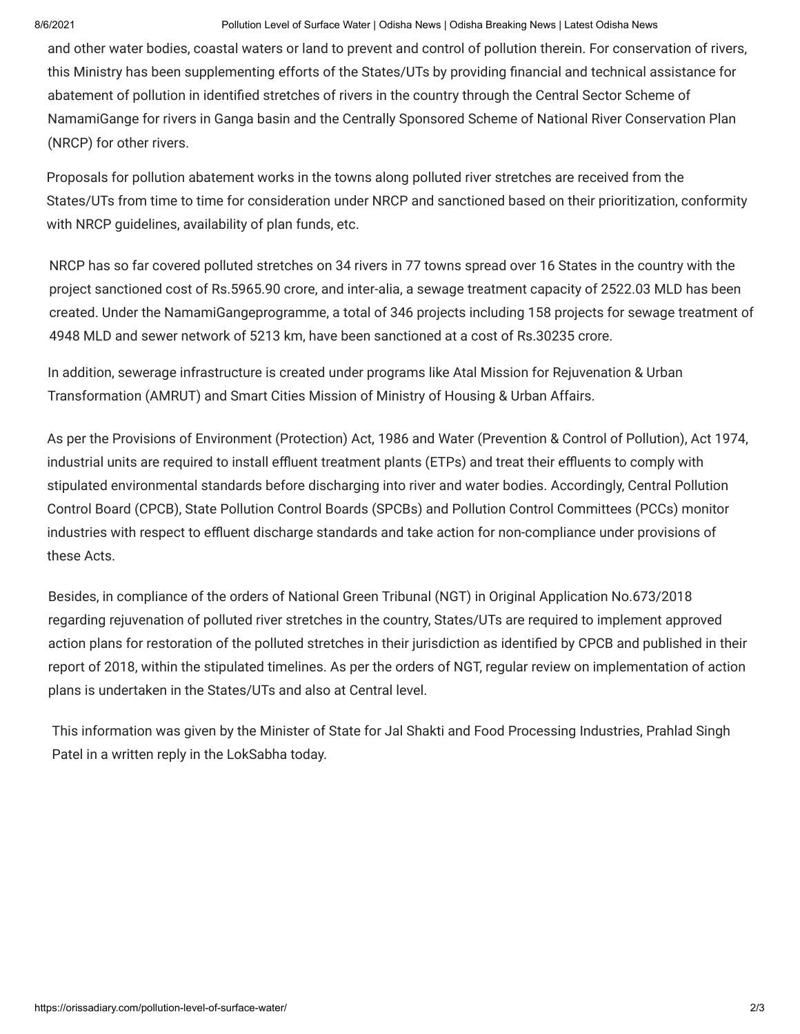and other water bodies, coastal waters or land to prevent and control of pollution therein. For conservation of rivers, this Ministry has been supplementing efforts of the States/UTs by providing financial and technical assistance for abatement of pollution in identified stretches of rivers in the country through the Central Sector Scheme of NamamiGange for rivers in Ganga basin and the Centrally Sponsored Scheme of National River Conservation Plan (NRCP) for other rivers.

Proposals for pollution abatement works in the towns along polluted river stretches are received from the States/UTs from time to time for consideration under NRCP and sanctioned based on their prioritization, conformity with NRCP guidelines, availability of plan funds, etc.

NRCP has so far covered polluted stretches on 34 rivers in 77 towns spread over 16 States in the country with the project sanctioned cost of Rs.5965.90 crore, and inter-alia, a sewage treatment capacity of 2522.03 MLD has been created. Under the NamamiGangeprogramme, a total of 346 projects including 158 projects for sewage treatment of 4948 MLD and sewer network of 5213 km, have been sanctioned at a cost of Rs.30235 crore.

In addition, sewerage infrastructure is created under programs like Atal Mission for Rejuvenation & Urban Transformation (AMRUT) and Smart Cities Mission of Ministry of Housing & Urban Affairs.

As per the Provisions of Environment (Protection) Act, 1986 and Water (Prevention & Control of Pollution), Act 1974, industrial units are required to install effluent treatment plants (ETPs) and treat their effluents to comply with stipulated environmental standards before discharging into river and water bodies. Accordingly, Central Pollution Control Board (CPCB), State Pollution Control Boards (SPCBs) and Pollution Control Committees (PCCs) monitor industries with respect to effluent discharge standards and take action for non-compliance under provisions of these Acts.

Besides, in compliance of the orders of National Green Tribunal (NGT) in Original Application No.673/2018 regarding rejuvenation of polluted river stretches in the country, States/UTs are required to implement approved action plans for restoration of the polluted stretches in their jurisdiction as identified by CPCB and published in their report of 2018, within the stipulated timelines. As per the orders of NGT, regular review on implementation of action plans is undertaken in the States/UTs and also at Central level.

This information was given by the Minister of State for Jal Shakti and Food Processing Industries, Prahlad Singh Patel in a written reply in the LokSabha today.